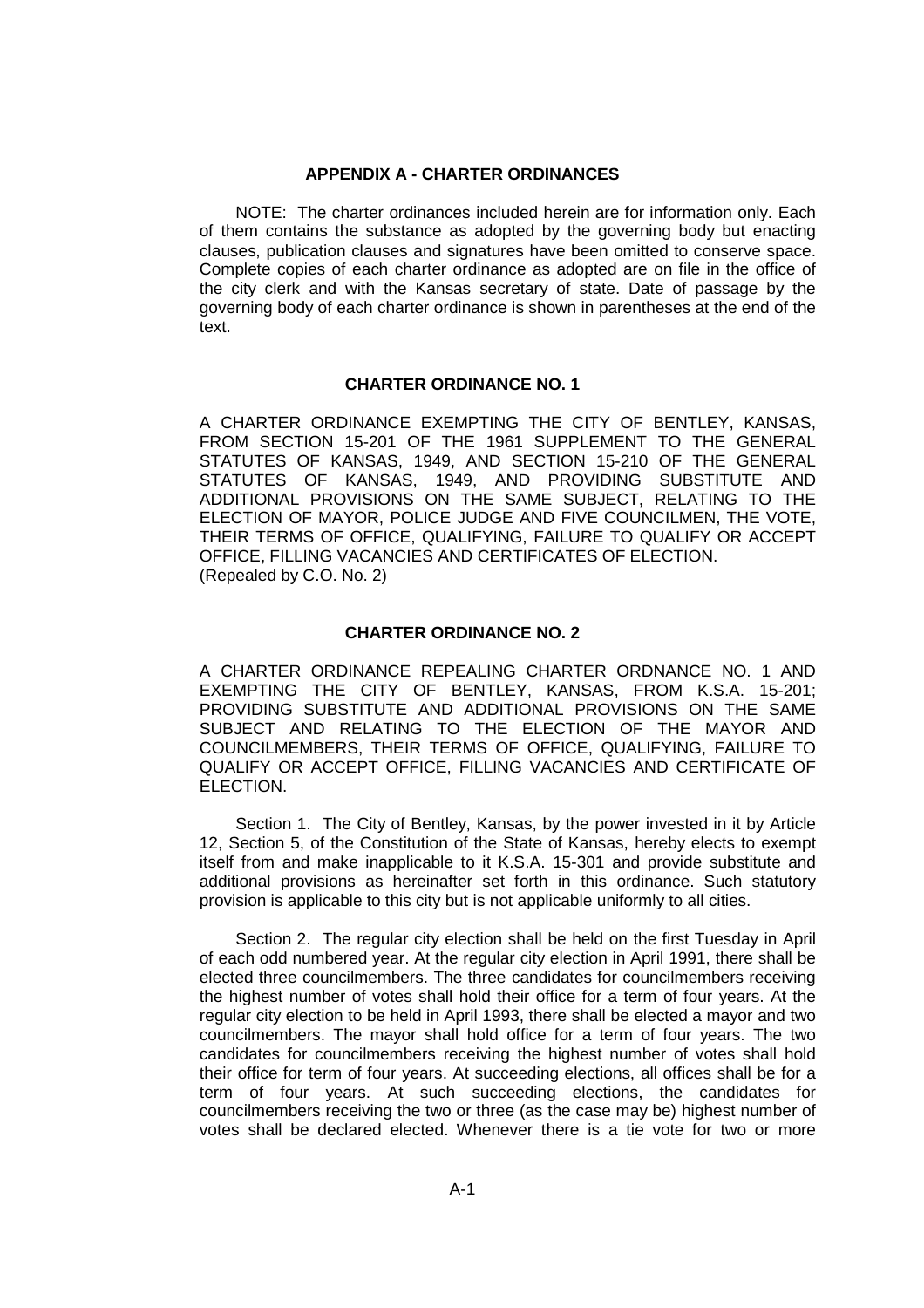## APPENDIX A - CHARTER ORDINANCES

NOTE: The charter ordinances included herein are for information only. Each of them contains the substance as adopted by the governing body but enacting clauses, publication clauses and signatures have been omitted to conserve space. Complete copies of each charter ordinance as adopted are on file in the office of the city clerk and with the Kansas secretary of state. Date of passage by the governing body of each charter ordinance is shown in parentheses at the end of the text.

### CHARTER ORDINANCE NO. 1

A CHARTER ORDINANCE EXEMPTING THE CITY OF BENTLEY, KANSAS, FROM SECTION 15-201 OF THE 1961 SUPPLEMENT TO THE GENERAL STATUTES OF KANSAS, 1949, AND SECTION 15-210 OF THE GENERAL STATUTES OF KANSAS, 1949, AND PROVIDING SUBSTITUTE AND ADDITIONAL PROVISIONS ON THE SAME SUBJECT, RELATING TO THE ELECTION OF MAYOR, POLICE JUDGE AND FIVE COUNCILMEN, THE VOTE, THEIR TERMS OF OFFICE, QUALIFYING, FAILURE TO QUALIFY OR ACCEPT OFFICE, FILLING VACANCIES AND CERTIFICATES OF ELECTION.
(Repealed by C.O. No. 2)

### CHARTER ORDINANCE NO. 2

A CHARTER ORDINANCE REPEALING CHARTER ORDNANCE NO. 1 AND EXEMPTING THE CITY OF BENTLEY, KANSAS, FROM K.S.A. 15-201; PROVIDING SUBSTITUTE AND ADDITIONAL PROVISIONS ON THE SAME SUBJECT AND RELATING TO THE ELECTION OF THE MAYOR AND COUNCILMEMBERS, THEIR TERMS OF OFFICE, QUALIFYING, FAILURE TO QUALIFY OR ACCEPT OFFICE, FILLING VACANCIES AND CERTIFICATE OF ELECTION.

Section 1. The City of Bentley, Kansas, by the power invested in it by Article 12, Section 5, of the Constitution of the State of Kansas, hereby elects to exempt itself from and make inapplicable to it K.S.A. 15-301 and provide substitute and additional provisions as hereinafter set forth in this ordinance. Such statutory provision is applicable to this city but is not applicable uniformly to all cities.

Section 2. The regular city election shall be held on the first Tuesday in April of each odd numbered year. At the regular city election in April 1991, there shall be elected three councilmembers. The three candidates for councilmembers receiving the highest number of votes shall hold their office for a term of four years. At the regular city election to be held in April 1993, there shall be elected a mayor and two councilmembers. The mayor shall hold office for a term of four years. The two candidates for councilmembers receiving the highest number of votes shall hold their office for term of four years. At succeeding elections, all offices shall be for a term of four years. At such succeeding elections, the candidates for councilmembers receiving the two or three (as the case may be) highest number of votes shall be declared elected. Whenever there is a tie vote for two or more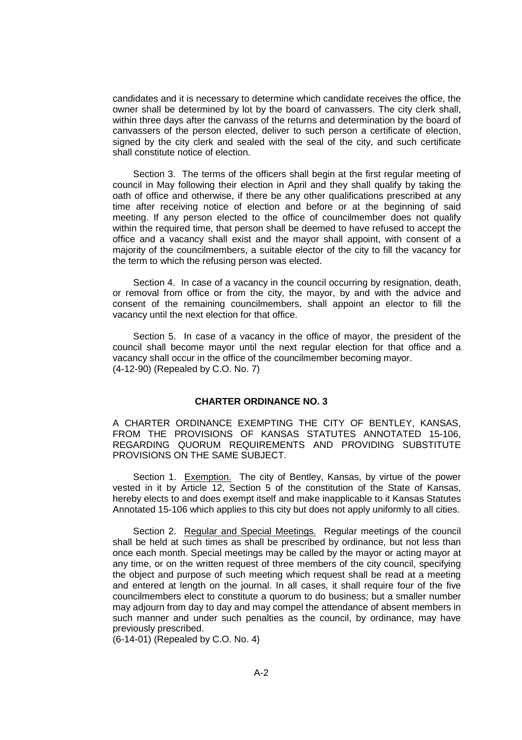candidates and it is necessary to determine which candidate receives the office, the owner shall be determined by lot by the board of canvassers. The city clerk shall, within three days after the canvass of the returns and determination by the board of canvassers of the person elected, deliver to such person a certificate of election, signed by the city clerk and sealed with the seal of the city, and such certificate shall constitute notice of election.

Section 3. The terms of the officers shall begin at the first regular meeting of council in May following their election in April and they shall qualify by taking the oath of office and otherwise, if there be any other qualifications prescribed at any time after receiving notice of election and before or at the beginning of said meeting. If any person elected to the office of councilmember does not qualify within the required time, that person shall be deemed to have refused to accept the office and a vacancy shall exist and the mayor shall appoint, with consent of a majority of the councilmembers, a suitable elector of the city to fill the vacancy for the term to which the refusing person was elected.

Section 4. In case of a vacancy in the council occurring by resignation, death, or removal from office or from the city, the mayor, by and with the advice and consent of the remaining councilmembers, shall appoint an elector to fill the vacancy until the next election for that office.

Section 5. In case of a vacancy in the office of mayor, the president of the council shall become mayor until the next regular election for that office and a vacancy shall occur in the office of the councilmember becoming mayor.
(4-12-90) (Repealed by C.O. No. 7)

## CHARTER ORDINANCE NO. 3

A CHARTER ORDINANCE EXEMPTING THE CITY OF BENTLEY, KANSAS, FROM THE PROVISIONS OF KANSAS STATUTES ANNOTATED 15-106, REGARDING QUORUM REQUIREMENTS AND PROVIDING SUBSTITUTE PROVISIONS ON THE SAME SUBJECT.

Section 1. Exemption. The city of Bentley, Kansas, by virtue of the power vested in it by Article 12, Section 5 of the constitution of the State of Kansas, hereby elects to and does exempt itself and make inapplicable to it Kansas Statutes Annotated 15-106 which applies to this city but does not apply uniformly to all cities.

Section 2. Regular and Special Meetings. Regular meetings of the council shall be held at such times as shall be prescribed by ordinance, but not less than once each month. Special meetings may be called by the mayor or acting mayor at any time, or on the written request of three members of the city council, specifying the object and purpose of such meeting which request shall be read at a meeting and entered at length on the journal. In all cases, it shall require four of the five councilmembers elect to constitute a quorum to do business; but a smaller number may adjourn from day to day and may compel the attendance of absent members in such manner and under such penalties as the council, by ordinance, may have previously prescribed.
(6-14-01) (Repealed by C.O. No. 4)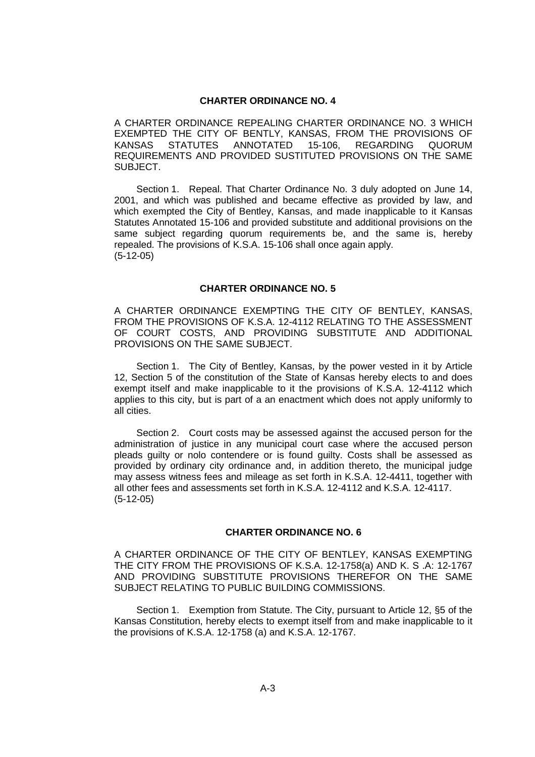## CHARTER ORDINANCE NO. 4

A CHARTER ORDINANCE REPEALING CHARTER ORDINANCE NO. 3 WHICH EXEMPTED THE CITY OF BENTLY, KANSAS, FROM THE PROVISIONS OF KANSAS STATUTES ANNOTATED 15-106, REGARDING QUORUM REQUIREMENTS AND PROVIDED SUSTITUTED PROVISIONS ON THE SAME SUBJECT.

Section 1. Repeal. That Charter Ordinance No. 3 duly adopted on June 14, 2001, and which was published and became effective as provided by law, and which exempted the City of Bentley, Kansas, and made inapplicable to it Kansas Statutes Annotated 15-106 and provided substitute and additional provisions on the same subject regarding quorum requirements be, and the same is, hereby repealed. The provisions of K.S.A. 15-106 shall once again apply.
(5-12-05)

## CHARTER ORDINANCE NO. 5

A CHARTER ORDINANCE EXEMPTING THE CITY OF BENTLEY, KANSAS, FROM THE PROVISIONS OF K.S.A. 12-4112 RELATING TO THE ASSESSMENT OF COURT COSTS, AND PROVIDING SUBSTITUTE AND ADDITIONAL PROVISIONS ON THE SAME SUBJECT.

Section 1. The City of Bentley, Kansas, by the power vested in it by Article 12, Section 5 of the constitution of the State of Kansas hereby elects to and does exempt itself and make inapplicable to it the provisions of K.S.A. 12-4112 which applies to this city, but is part of a an enactment which does not apply uniformly to all cities.

Section 2. Court costs may be assessed against the accused person for the administration of justice in any municipal court case where the accused person pleads guilty or nolo contendere or is found guilty. Costs shall be assessed as provided by ordinary city ordinance and, in addition thereto, the municipal judge may assess witness fees and mileage as set forth in K.S.A. 12-4411, together with all other fees and assessments set forth in K.S.A. 12-4112 and K.S.A. 12-4117.
(5-12-05)

## CHARTER ORDINANCE NO. 6

A CHARTER ORDINANCE OF THE CITY OF BENTLEY, KANSAS EXEMPTING THE CITY FROM THE PROVISIONS OF K.S.A. 12-1758(a) AND K. S .A: 12-1767 AND PROVIDING SUBSTITUTE PROVISIONS THEREFOR ON THE SAME SUBJECT RELATING TO PUBLIC BUILDING COMMISSIONS.

Section 1. Exemption from Statute. The City, pursuant to Article 12, §5 of the Kansas Constitution, hereby elects to exempt itself from and make inapplicable to it the provisions of K.S.A. 12-1758 (a) and K.S.A. 12-1767.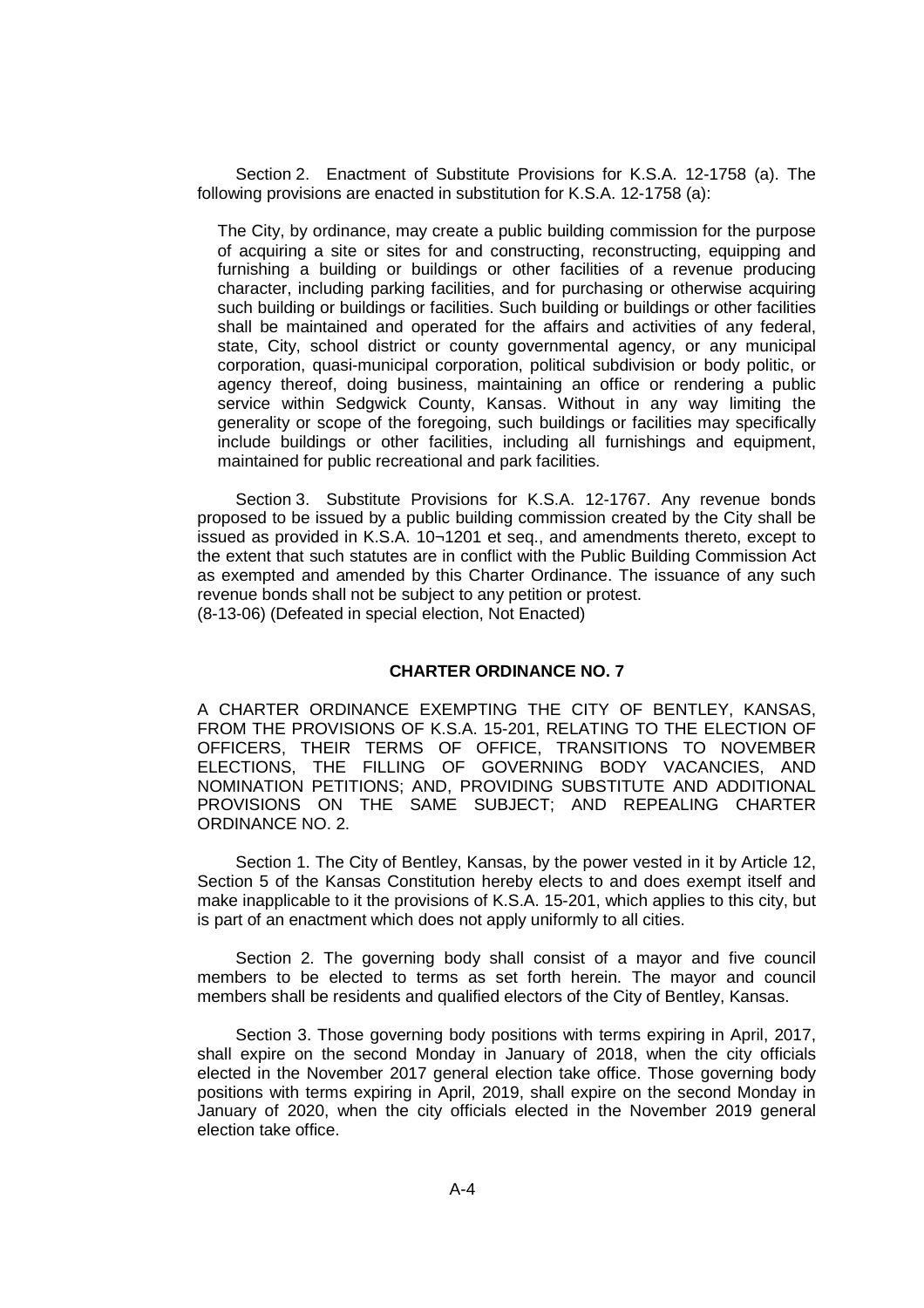Section 2. Enactment of Substitute Provisions for K.S.A. 12-1758 (a). The following provisions are enacted in substitution for K.S.A. 12-1758 (a):

> The City, by ordinance, may create a public building commission for the purpose of acquiring a site or sites for and constructing, reconstructing, equipping and furnishing a building or buildings or other facilities of a revenue producing character, including parking facilities, and for purchasing or otherwise acquiring such building or buildings or facilities. Such building or buildings or other facilities shall be maintained and operated for the affairs and activities of any federal, state, City, school district or county governmental agency, or any municipal corporation, quasi-municipal corporation, political subdivision or body politic, or agency thereof, doing business, maintaining an office or rendering a public service within Sedgwick County, Kansas. Without in any way limiting the generality or scope of the foregoing, such buildings or facilities may specifically include buildings or other facilities, including all furnishings and equipment, maintained for public recreational and park facilities.

Section 3. Substitute Provisions for K.S.A. 12-1767. Any revenue bonds proposed to be issued by a public building commission created by the City shall be issued as provided in K.S.A. 10¬1201 et seq., and amendments thereto, except to the extent that such statutes are in conflict with the Public Building Commission Act as exempted and amended by this Charter Ordinance. The issuance of any such revenue bonds shall not be subject to any petition or protest.
(8-13-06) (Defeated in special election, Not Enacted)

## CHARTER ORDINANCE NO. 7

A CHARTER ORDINANCE EXEMPTING THE CITY OF BENTLEY, KANSAS, FROM THE PROVISIONS OF K.S.A. 15-201, RELATING TO THE ELECTION OF OFFICERS, THEIR TERMS OF OFFICE, TRANSITIONS TO NOVEMBER ELECTIONS, THE FILLING OF GOVERNING BODY VACANCIES, AND NOMINATION PETITIONS; AND, PROVIDING SUBSTITUTE AND ADDITIONAL PROVISIONS ON THE SAME SUBJECT; AND REPEALING CHARTER ORDINANCE NO. 2.

Section 1. The City of Bentley, Kansas, by the power vested in it by Article 12, Section 5 of the Kansas Constitution hereby elects to and does exempt itself and make inapplicable to it the provisions of K.S.A. 15-201, which applies to this city, but is part of an enactment which does not apply uniformly to all cities.

Section 2. The governing body shall consist of a mayor and five council members to be elected to terms as set forth herein. The mayor and council members shall be residents and qualified electors of the City of Bentley, Kansas.

Section 3. Those governing body positions with terms expiring in April, 2017, shall expire on the second Monday in January of 2018, when the city officials elected in the November 2017 general election take office. Those governing body positions with terms expiring in April, 2019, shall expire on the second Monday in January of 2020, when the city officials elected in the November 2019 general election take office.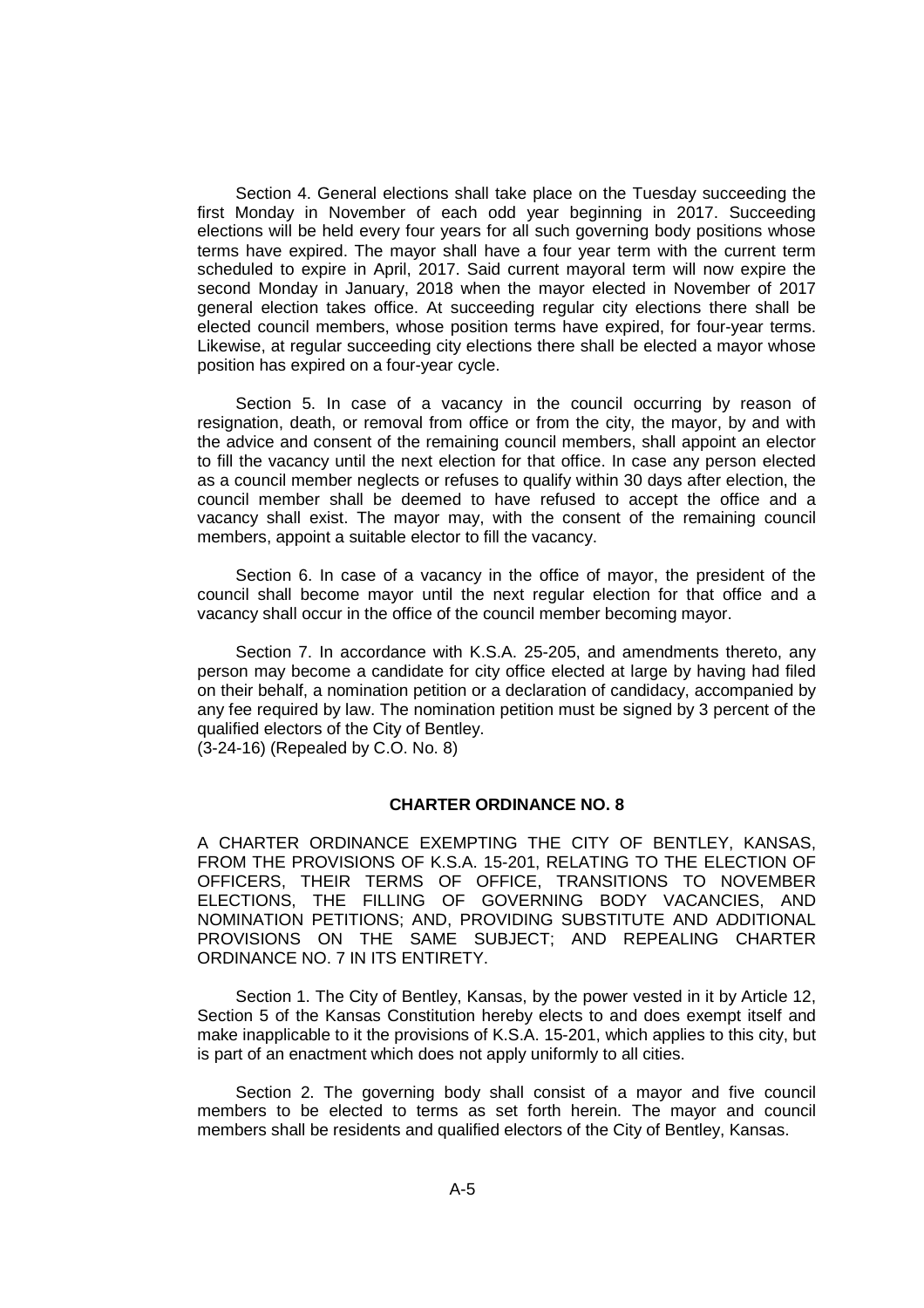Section 4. General elections shall take place on the Tuesday succeeding the first Monday in November of each odd year beginning in 2017. Succeeding elections will be held every four years for all such governing body positions whose terms have expired. The mayor shall have a four year term with the current term scheduled to expire in April, 2017. Said current mayoral term will now expire the second Monday in January, 2018 when the mayor elected in November of 2017 general election takes office. At succeeding regular city elections there shall be elected council members, whose position terms have expired, for four-year terms. Likewise, at regular succeeding city elections there shall be elected a mayor whose position has expired on a four-year cycle.

Section 5. In case of a vacancy in the council occurring by reason of resignation, death, or removal from office or from the city, the mayor, by and with the advice and consent of the remaining council members, shall appoint an elector to fill the vacancy until the next election for that office. In case any person elected as a council member neglects or refuses to qualify within 30 days after election, the council member shall be deemed to have refused to accept the office and a vacancy shall exist. The mayor may, with the consent of the remaining council members, appoint a suitable elector to fill the vacancy.

Section 6. In case of a vacancy in the office of mayor, the president of the council shall become mayor until the next regular election for that office and a vacancy shall occur in the office of the council member becoming mayor.

Section 7. In accordance with K.S.A. 25-205, and amendments thereto, any person may become a candidate for city office elected at large by having had filed on their behalf, a nomination petition or a declaration of candidacy, accompanied by any fee required by law. The nomination petition must be signed by 3 percent of the qualified electors of the City of Bentley.
(3-24-16) (Repealed by C.O. No. 8)

## CHARTER ORDINANCE NO. 8

A CHARTER ORDINANCE EXEMPTING THE CITY OF BENTLEY, KANSAS, FROM THE PROVISIONS OF K.S.A. 15-201, RELATING TO THE ELECTION OF OFFICERS, THEIR TERMS OF OFFICE, TRANSITIONS TO NOVEMBER ELECTIONS, THE FILLING OF GOVERNING BODY VACANCIES, AND NOMINATION PETITIONS; AND, PROVIDING SUBSTITUTE AND ADDITIONAL PROVISIONS ON THE SAME SUBJECT; AND REPEALING CHARTER ORDINANCE NO. 7 IN ITS ENTIRETY.

Section 1. The City of Bentley, Kansas, by the power vested in it by Article 12, Section 5 of the Kansas Constitution hereby elects to and does exempt itself and make inapplicable to it the provisions of K.S.A. 15-201, which applies to this city, but is part of an enactment which does not apply uniformly to all cities.

Section 2. The governing body shall consist of a mayor and five council members to be elected to terms as set forth herein. The mayor and council members shall be residents and qualified electors of the City of Bentley, Kansas.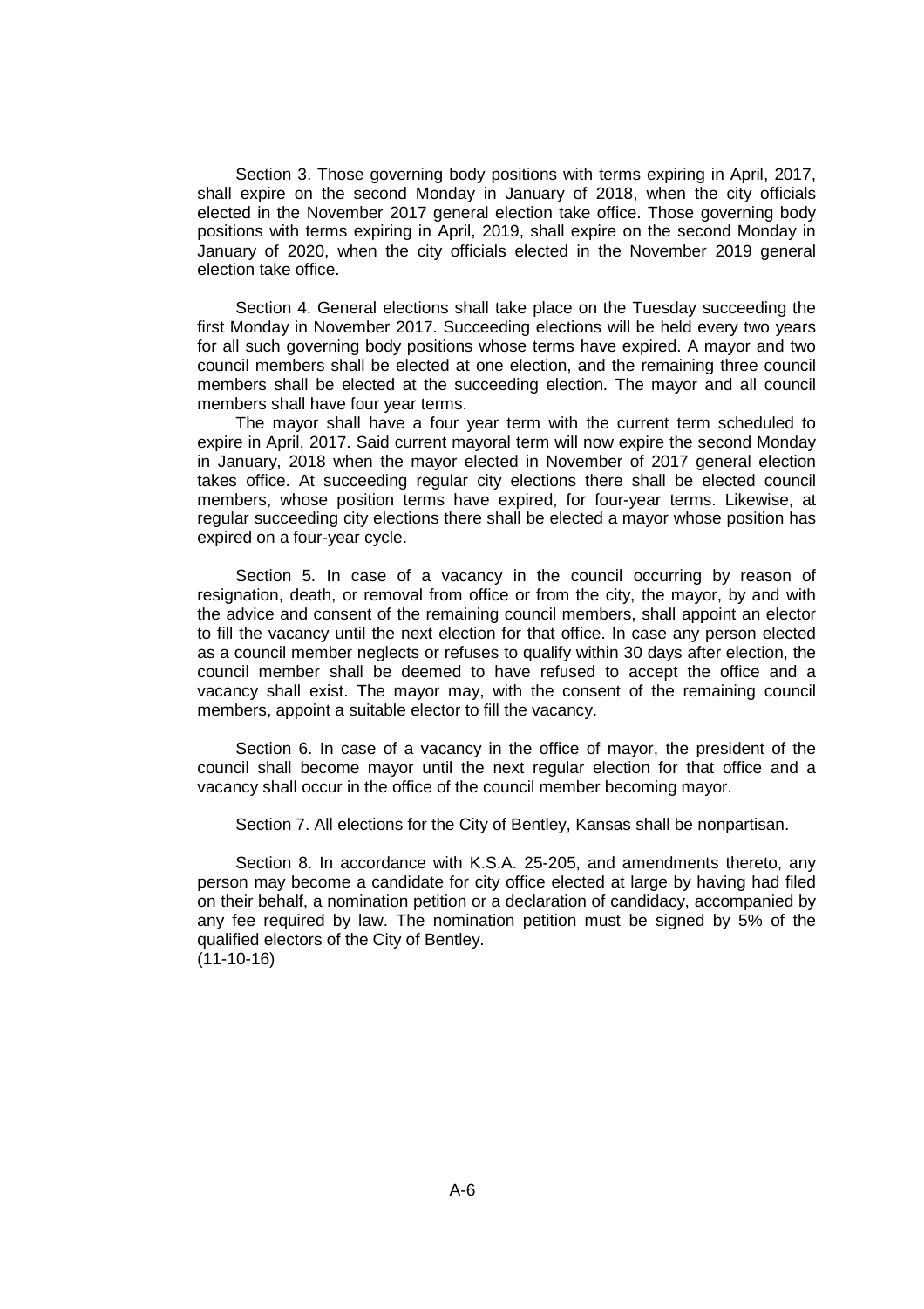Section 3. Those governing body positions with terms expiring in April, 2017, shall expire on the second Monday in January of 2018, when the city officials elected in the November 2017 general election take office. Those governing body positions with terms expiring in April, 2019, shall expire on the second Monday in January of 2020, when the city officials elected in the November 2019 general election take office.

Section 4. General elections shall take place on the Tuesday succeeding the first Monday in November 2017. Succeeding elections will be held every two years for all such governing body positions whose terms have expired. A mayor and two council members shall be elected at one election, and the remaining three council members shall be elected at the succeeding election. The mayor and all council members shall have four year terms.

The mayor shall have a four year term with the current term scheduled to expire in April, 2017. Said current mayoral term will now expire the second Monday in January, 2018 when the mayor elected in November of 2017 general election takes office. At succeeding regular city elections there shall be elected council members, whose position terms have expired, for four-year terms. Likewise, at regular succeeding city elections there shall be elected a mayor whose position has expired on a four-year cycle.

Section 5. In case of a vacancy in the council occurring by reason of resignation, death, or removal from office or from the city, the mayor, by and with the advice and consent of the remaining council members, shall appoint an elector to fill the vacancy until the next election for that office. In case any person elected as a council member neglects or refuses to qualify within 30 days after election, the council member shall be deemed to have refused to accept the office and a vacancy shall exist. The mayor may, with the consent of the remaining council members, appoint a suitable elector to fill the vacancy.

Section 6. In case of a vacancy in the office of mayor, the president of the council shall become mayor until the next regular election for that office and a vacancy shall occur in the office of the council member becoming mayor.

Section 7. All elections for the City of Bentley, Kansas shall be nonpartisan.

Section 8. In accordance with K.S.A. 25-205, and amendments thereto, any person may become a candidate for city office elected at large by having had filed on their behalf, a nomination petition or a declaration of candidacy, accompanied by any fee required by law. The nomination petition must be signed by 5% of the qualified electors of the City of Bentley.
(11-10-16)